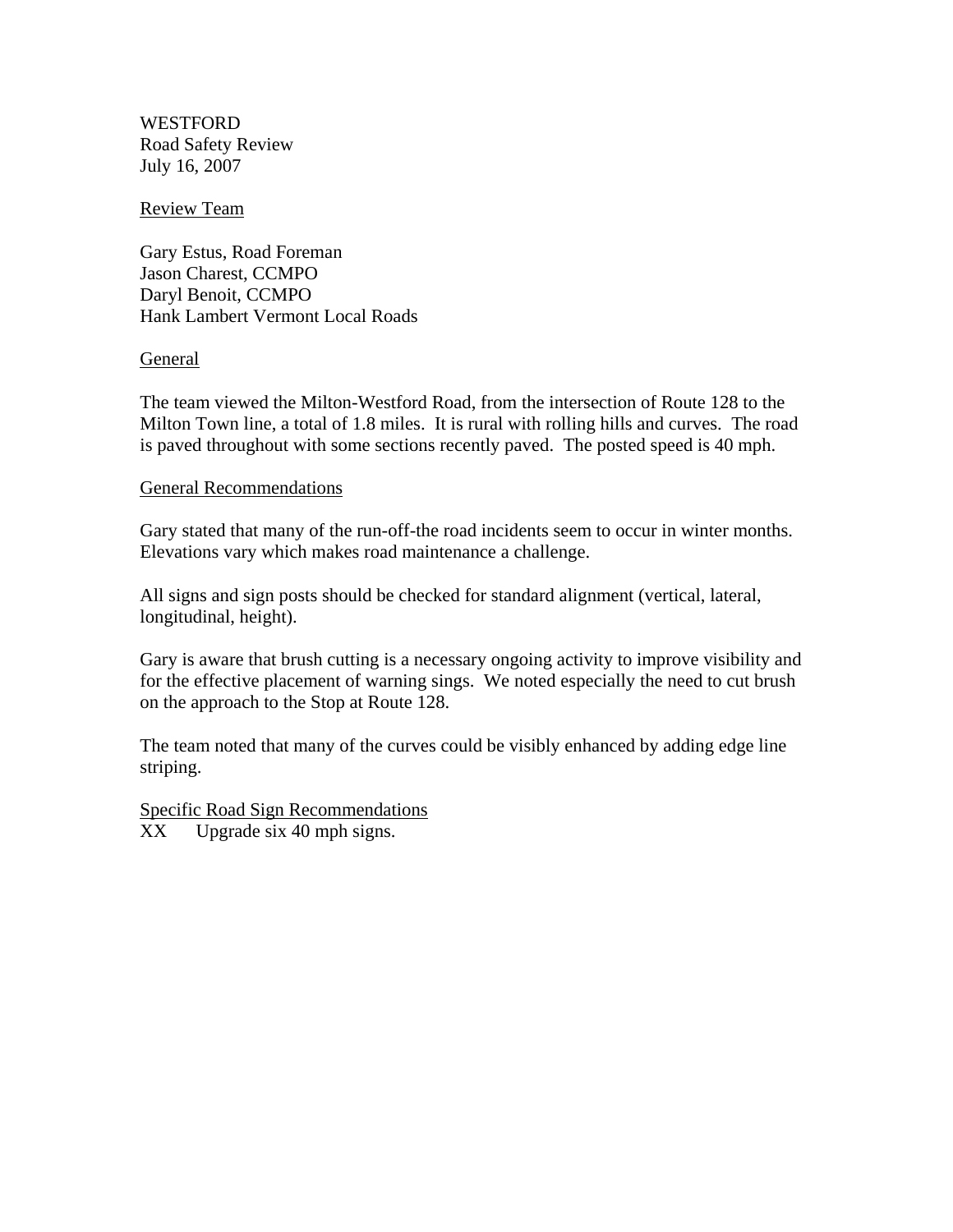WESTFORD
Road Safety Review
July 16, 2007

## Review Team

Gary Estus, Road Foreman
Jason Charest, CCMPO
Daryl Benoit, CCMPO
Hank Lambert Vermont Local Roads

## General

The team viewed the Milton-Westford Road, from the intersection of Route 128 to the Milton Town line, a total of 1.8 miles. It is rural with rolling hills and curves. The road is paved throughout with some sections recently paved. The posted speed is 40 mph.

## General Recommendations

Gary stated that many of the run-off-the road incidents seem to occur in winter months. Elevations vary which makes road maintenance a challenge.

All signs and sign posts should be checked for standard alignment (vertical, lateral, longitudinal, height).

Gary is aware that brush cutting is a necessary ongoing activity to improve visibility and for the effective placement of warning sings. We noted especially the need to cut brush on the approach to the Stop at Route 128.

The team noted that many of the curves could be visibly enhanced by adding edge line striping.

## Specific Road Sign Recommendations

XX Upgrade six 40 mph signs.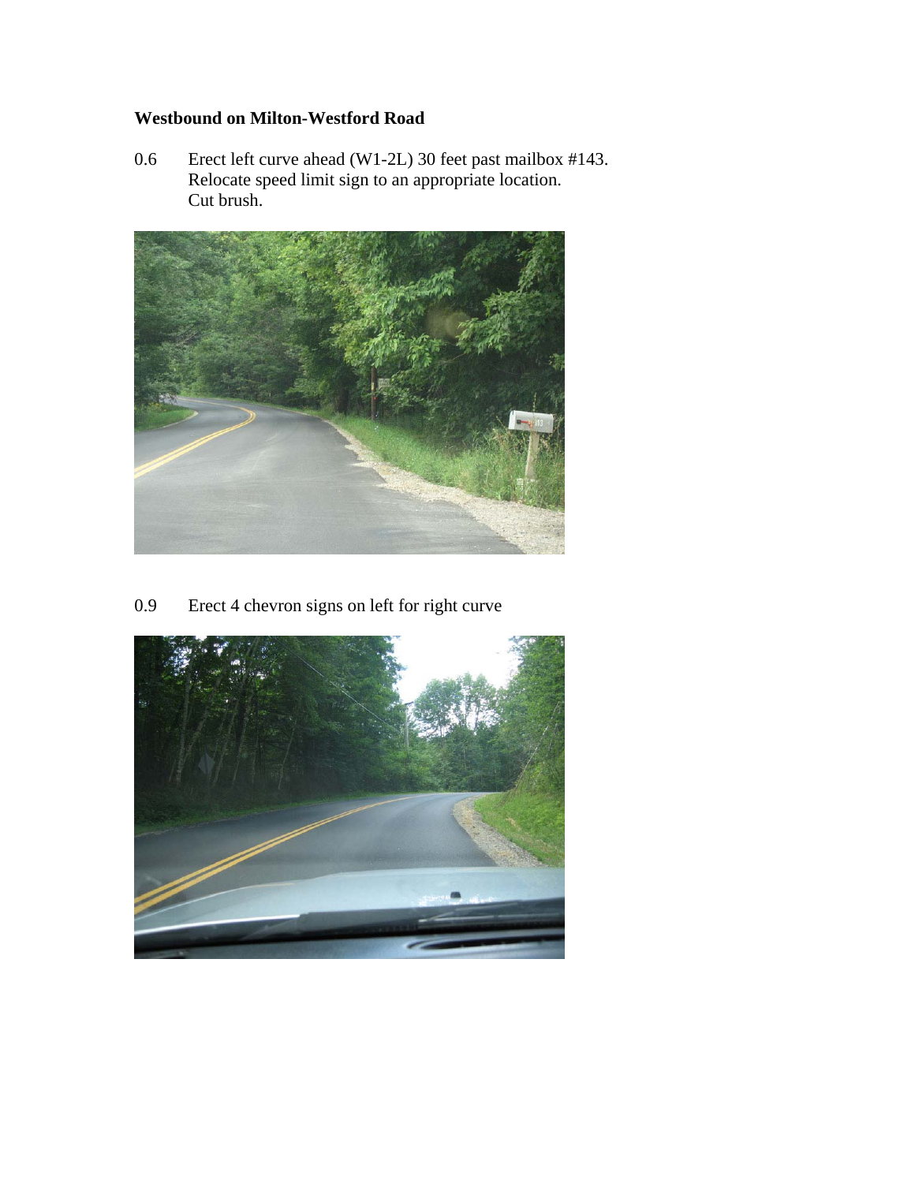**Westbound on Milton-Westford Road**

0.6 Erect left curve ahead (W1-2L) 30 feet past mailbox #143.
Relocate speed limit sign to an appropriate location.
Cut brush.

0.9 Erect 4 chevron signs on left for right curve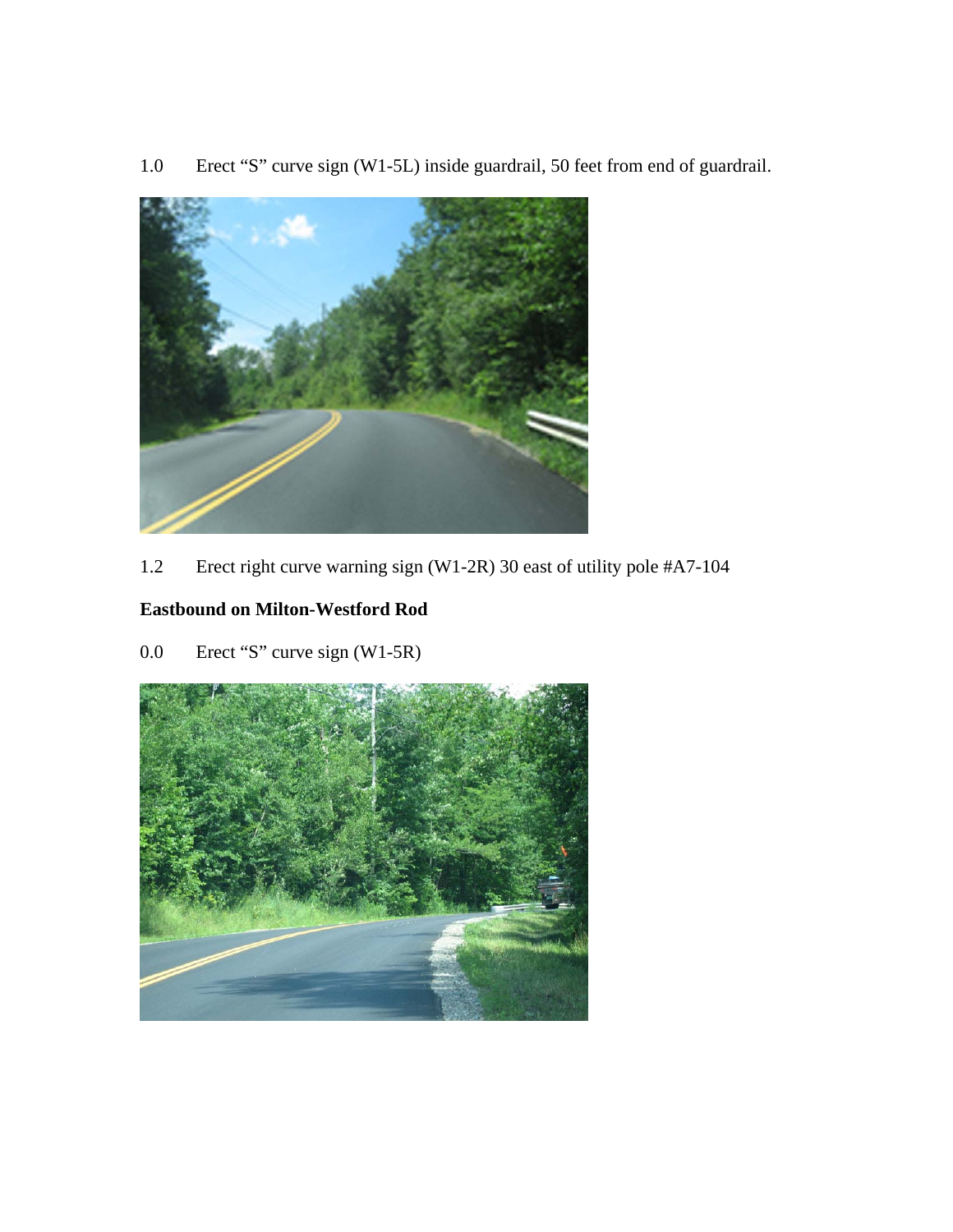1.0 Erect "S" curve sign (W1-5L) inside guardrail, 50 feet from end of guardrail.

1.2 Erect right curve warning sign (W1-2R) 30 east of utility pole #A7-104

**Eastbound on Milton-Westford Rod**

0.0 Erect "S" curve sign (W1-5R)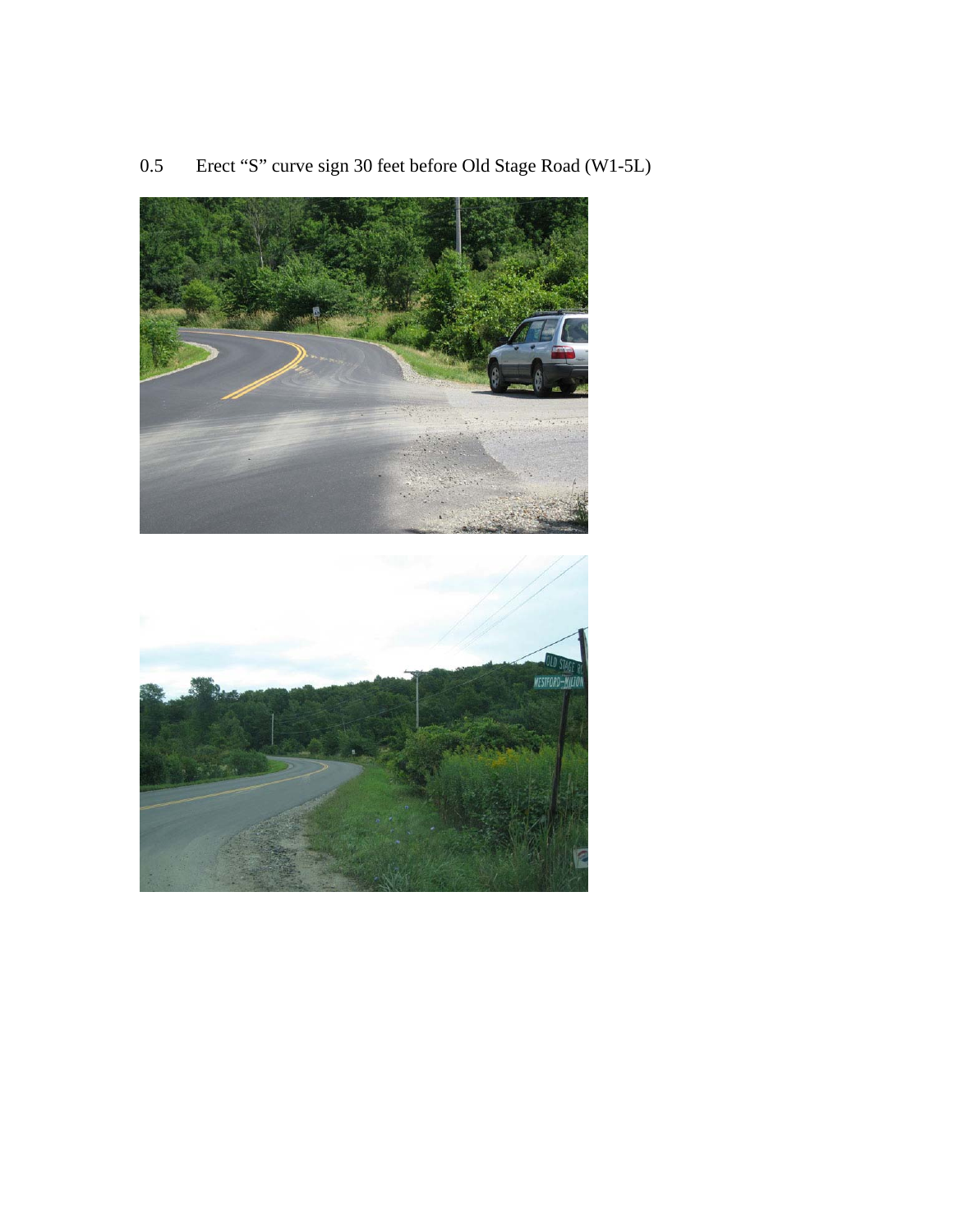0.5 Erect “S” curve sign 30 feet before Old Stage Road (W1-5L)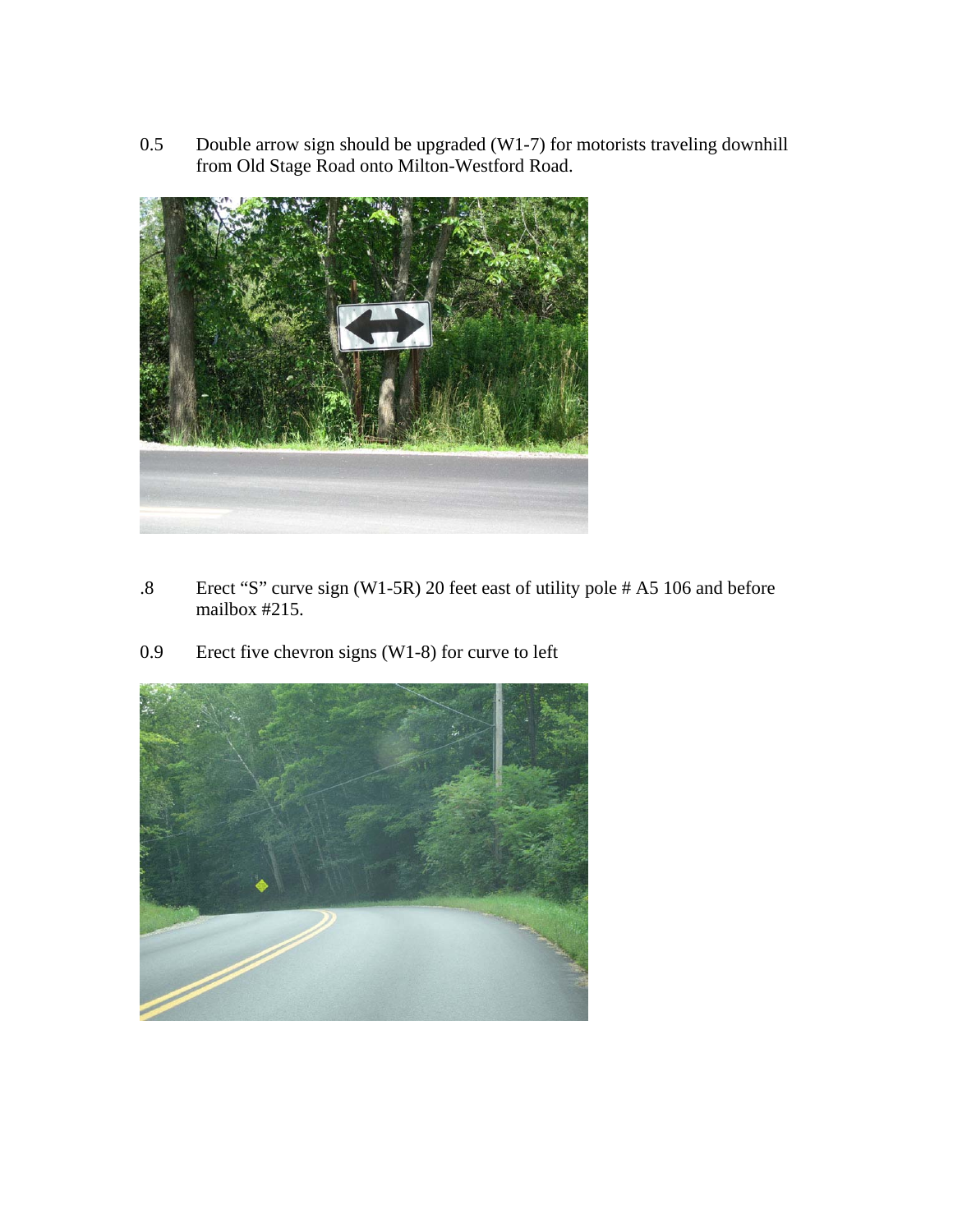0.5 Double arrow sign should be upgraded (W1-7) for motorists traveling downhill from Old Stage Road onto Milton-Westford Road.

.8 Erect "S" curve sign (W1-5R) 20 feet east of utility pole # A5 106 and before mailbox #215.

0.9 Erect five chevron signs (W1-8) for curve to left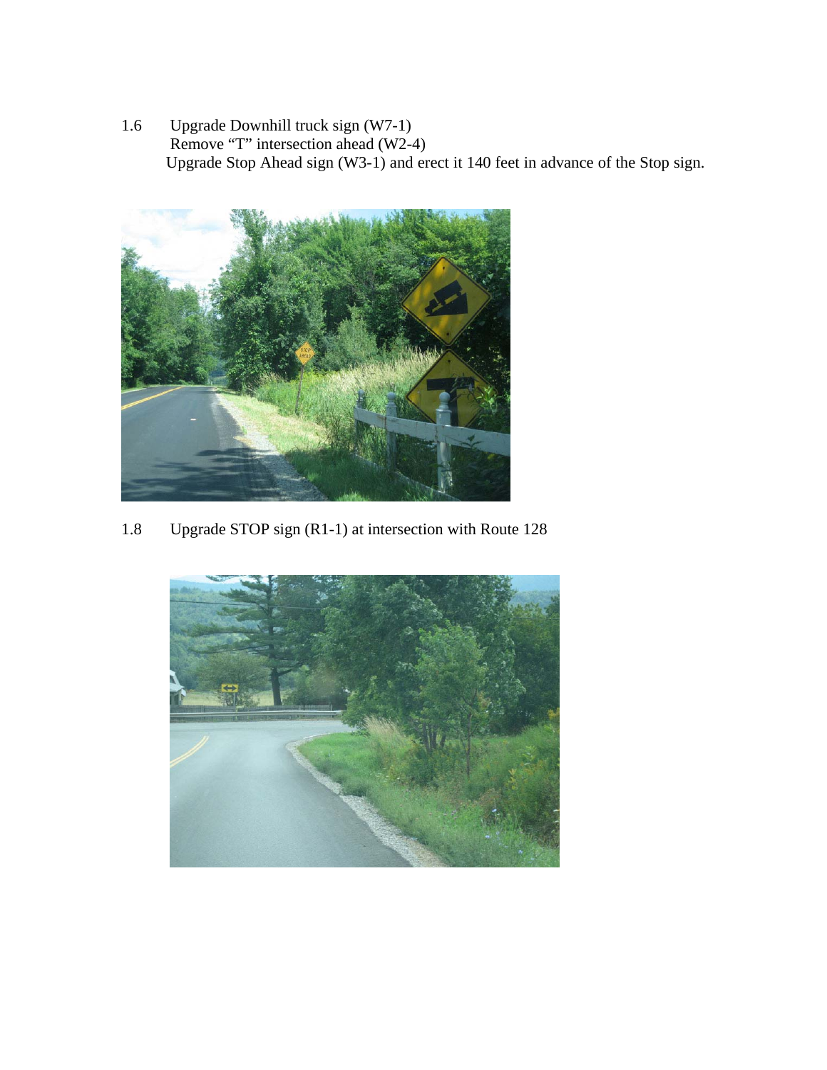1.6 Upgrade Downhill truck sign (W7-1)
Remove “T” intersection ahead (W2-4)
Upgrade Stop Ahead sign (W3-1) and erect it 140 feet in advance of the Stop sign.

1.8 Upgrade STOP sign (R1-1) at intersection with Route 128